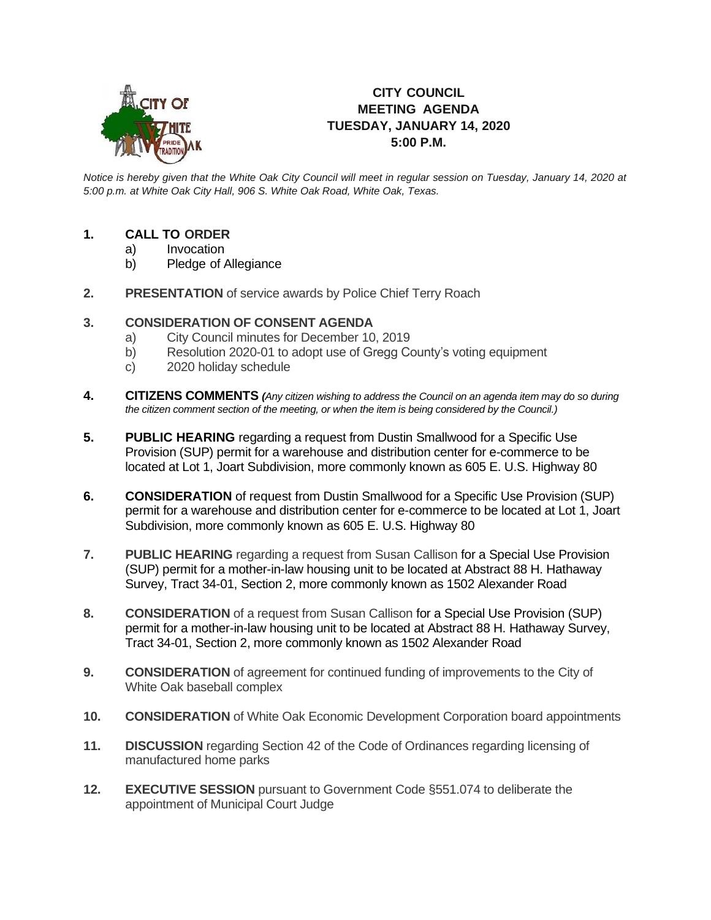# CITY COUNCIL
# MEETING AGENDA
# TUESDAY, JANUARY 14, 2020
# 5:00 P.M.

*Notice is hereby given that the White Oak City Council will meet in regular session on Tuesday, January 14, 2020 at 5:00 p.m. at White Oak City Hall, 906 S. White Oak Road, White Oak, Texas.*

1. **CALL TO ORDER**
   a) Invocation
   b) Pledge of Allegiance

2. **PRESENTATION** of service awards by Police Chief Terry Roach

3. **CONSIDERATION OF CONSENT AGENDA**
   a) City Council minutes for December 10, 2019
   b) Resolution 2020-01 to adopt use of Gregg County's voting equipment
   c) 2020 holiday schedule

4. **CITIZENS COMMENTS** *(Any citizen wishing to address the Council on an agenda item may do so during the citizen comment section of the meeting, or when the item is being considered by the Council.)*

5. **PUBLIC HEARING** regarding a request from Dustin Smallwood for a Specific Use Provision (SUP) permit for a warehouse and distribution center for e-commerce to be located at Lot 1, Joart Subdivision, more commonly known as 605 E. U.S. Highway 80

6. **CONSIDERATION** of request from Dustin Smallwood for a Specific Use Provision (SUP) permit for a warehouse and distribution center for e-commerce to be located at Lot 1, Joart Subdivision, more commonly known as 605 E. U.S. Highway 80

7. **PUBLIC HEARING** regarding a request from Susan Callison for a Special Use Provision (SUP) permit for a mother-in-law housing unit to be located at Abstract 88 H. Hathaway Survey, Tract 34-01, Section 2, more commonly known as 1502 Alexander Road

8. **CONSIDERATION** of a request from Susan Callison for a Special Use Provision (SUP) permit for a mother-in-law housing unit to be located at Abstract 88 H. Hathaway Survey, Tract 34-01, Section 2, more commonly known as 1502 Alexander Road

9. **CONSIDERATION** of agreement for continued funding of improvements to the City of White Oak baseball complex

10. **CONSIDERATION** of White Oak Economic Development Corporation board appointments

11. **DISCUSSION** regarding Section 42 of the Code of Ordinances regarding licensing of manufactured home parks

12. **EXECUTIVE SESSION** pursuant to Government Code §551.074 to deliberate the appointment of Municipal Court Judge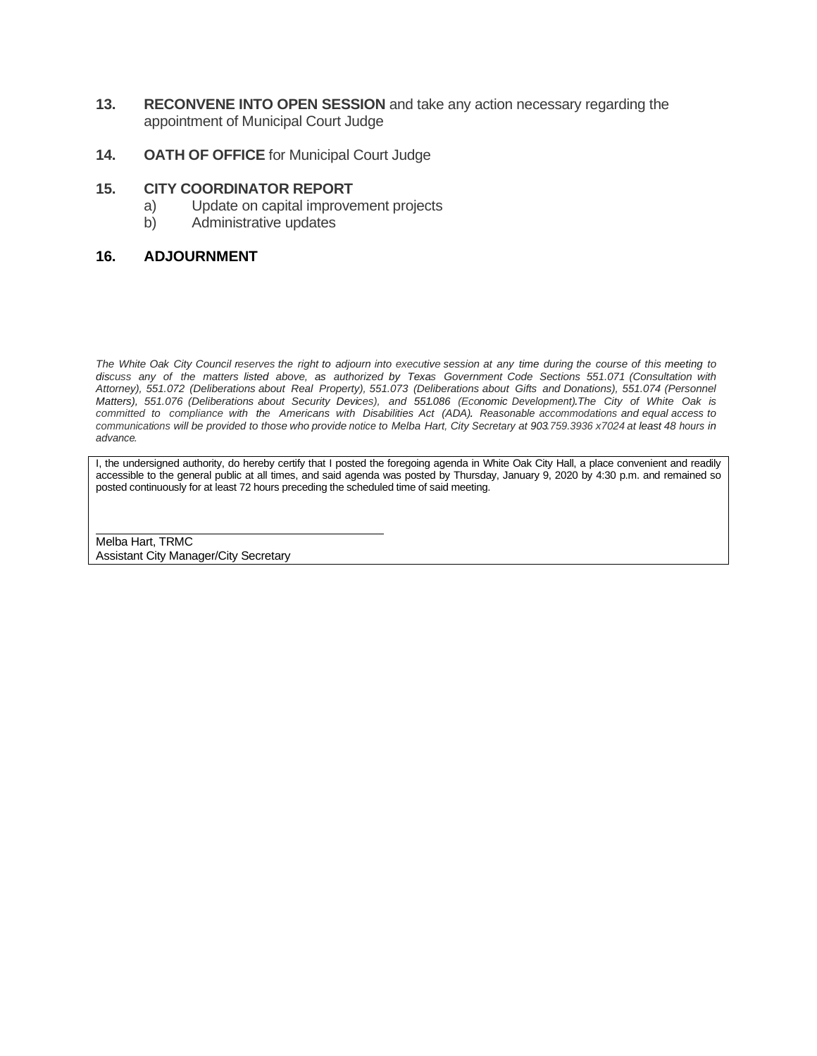**13. RECONVENE INTO OPEN SESSION** and take any action necessary regarding the appointment of Municipal Court Judge

**14. OATH OF OFFICE** for Municipal Court Judge

**15. CITY COORDINATOR REPORT**

a) Update on capital improvement projects

b) Administrative updates

**16. ADJOURNMENT**

*The White Oak City Council reserves the right to adjourn into executive session at any time during the course of this meeting to discuss any of the matters listed above, as authorized by Texas Government Code Sections 551.071 (Consultation with Attorney), 551.072 (Deliberations about Real Property), 551.073 (Deliberations about Gifts and Donations), 551.074 (Personnel Matters), 551.076 (Deliberations about Security Devices), and 551.086 (Economic Development). The City of White Oak is committed to compliance with the Americans with Disabilities Act (ADA). Reasonable accommodations and equal access to communications will be provided to those who provide notice to Melba Hart, City Secretary at 903.759.3936 x7024 at least 48 hours in advance.*

I, the undersigned authority, do hereby certify that I posted the foregoing agenda in White Oak City Hall, a place convenient and readily accessible to the general public at all times, and said agenda was posted by Thursday, January 9, 2020 by 4:30 p.m. and remained so posted continuously for at least 72 hours preceding the scheduled time of said meeting.

______________________________

Melba Hart, TRMC
Assistant City Manager/City Secretary